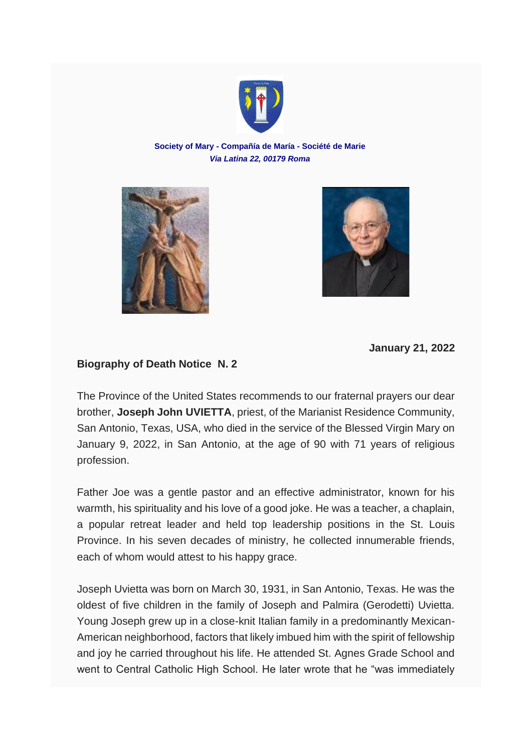**Society of Mary - Compañía de María - Société de Marie**
*Via Latina 22, 00179 Roma*

**January 21, 2022**

**Biography of Death Notice N. 2**

The Province of the United States recommends to our fraternal prayers our dear brother, **Joseph John UVIETTA**, priest, of the Marianist Residence Community, San Antonio, Texas, USA, who died in the service of the Blessed Virgin Mary on January 9, 2022, in San Antonio, at the age of 90 with 71 years of religious profession.

Father Joe was a gentle pastor and an effective administrator, known for his warmth, his spirituality and his love of a good joke. He was a teacher, a chaplain, a popular retreat leader and held top leadership positions in the St. Louis Province. In his seven decades of ministry, he collected innumerable friends, each of whom would attest to his happy grace.

Joseph Uvietta was born on March 30, 1931, in San Antonio, Texas. He was the oldest of five children in the family of Joseph and Palmira (Gerodetti) Uvietta. Young Joseph grew up in a close-knit Italian family in a predominantly Mexican-American neighborhood, factors that likely imbued him with the spirit of fellowship and joy he carried throughout his life. He attended St. Agnes Grade School and went to Central Catholic High School. He later wrote that he "was immediately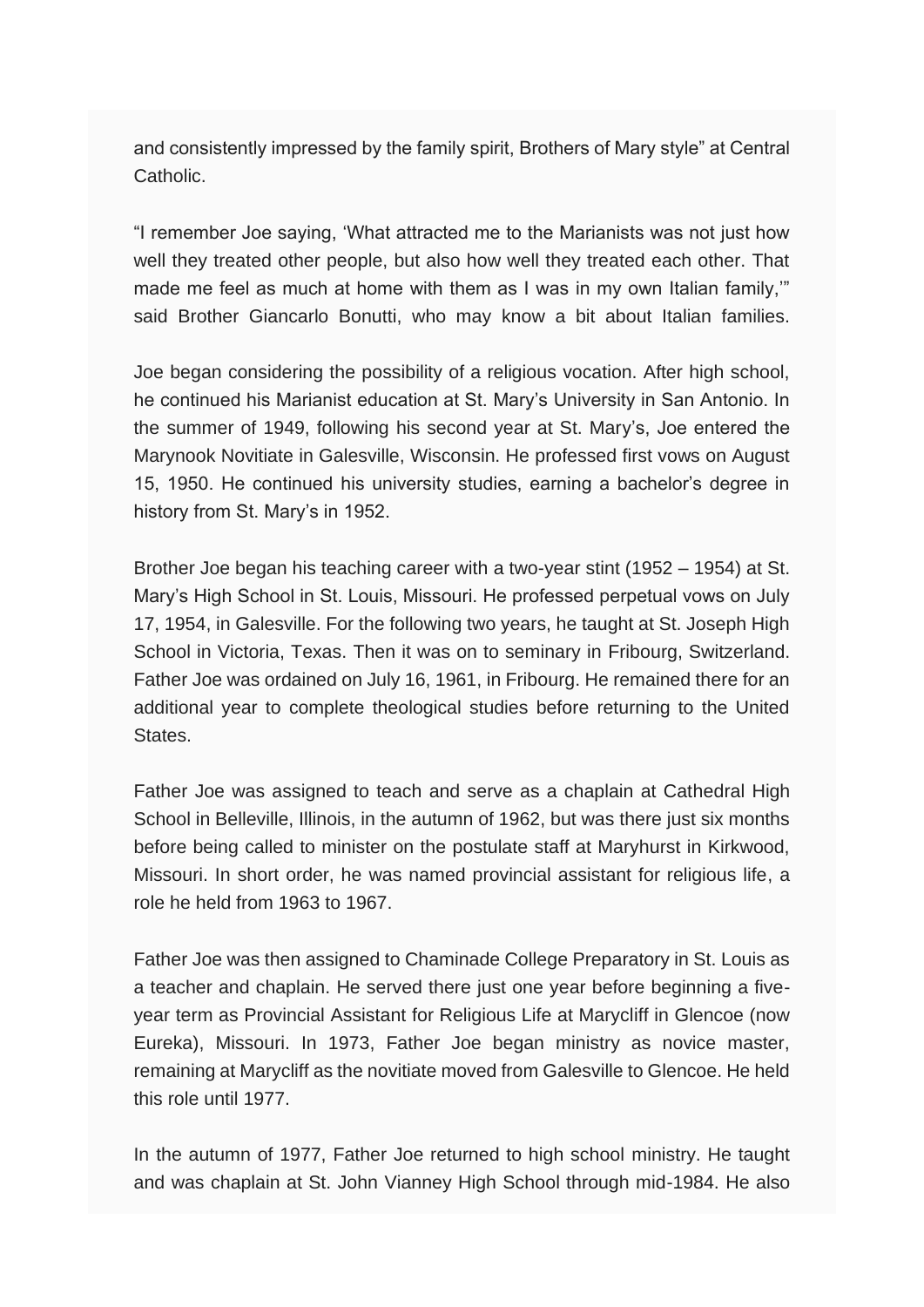and consistently impressed by the family spirit, Brothers of Mary style" at Central Catholic.

"I remember Joe saying, 'What attracted me to the Marianists was not just how well they treated other people, but also how well they treated each other. That made me feel as much at home with them as I was in my own Italian family,'" said Brother Giancarlo Bonutti, who may know a bit about Italian families.

Joe began considering the possibility of a religious vocation. After high school, he continued his Marianist education at St. Mary's University in San Antonio. In the summer of 1949, following his second year at St. Mary's, Joe entered the Marynook Novitiate in Galesville, Wisconsin. He professed first vows on August 15, 1950. He continued his university studies, earning a bachelor's degree in history from St. Mary's in 1952.

Brother Joe began his teaching career with a two-year stint (1952 – 1954) at St. Mary's High School in St. Louis, Missouri. He professed perpetual vows on July 17, 1954, in Galesville. For the following two years, he taught at St. Joseph High School in Victoria, Texas. Then it was on to seminary in Fribourg, Switzerland. Father Joe was ordained on July 16, 1961, in Fribourg. He remained there for an additional year to complete theological studies before returning to the United States.

Father Joe was assigned to teach and serve as a chaplain at Cathedral High School in Belleville, Illinois, in the autumn of 1962, but was there just six months before being called to minister on the postulate staff at Maryhurst in Kirkwood, Missouri. In short order, he was named provincial assistant for religious life, a role he held from 1963 to 1967.

Father Joe was then assigned to Chaminade College Preparatory in St. Louis as a teacher and chaplain. He served there just one year before beginning a five-year term as Provincial Assistant for Religious Life at Marycliff in Glencoe (now Eureka), Missouri. In 1973, Father Joe began ministry as novice master, remaining at Marycliff as the novitiate moved from Galesville to Glencoe. He held this role until 1977.

In the autumn of 1977, Father Joe returned to high school ministry. He taught and was chaplain at St. John Vianney High School through mid-1984. He also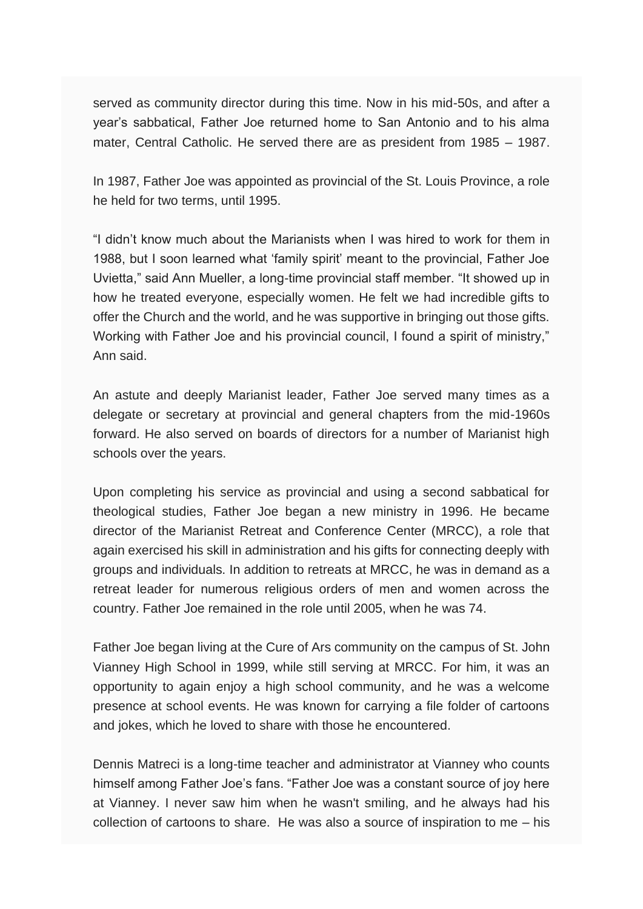served as community director during this time. Now in his mid-50s, and after a year's sabbatical, Father Joe returned home to San Antonio and to his alma mater, Central Catholic. He served there are as president from 1985 – 1987.

In 1987, Father Joe was appointed as provincial of the St. Louis Province, a role he held for two terms, until 1995.

"I didn't know much about the Marianists when I was hired to work for them in 1988, but I soon learned what 'family spirit' meant to the provincial, Father Joe Uvietta," said Ann Mueller, a long-time provincial staff member. "It showed up in how he treated everyone, especially women. He felt we had incredible gifts to offer the Church and the world, and he was supportive in bringing out those gifts. Working with Father Joe and his provincial council, I found a spirit of ministry," Ann said.

An astute and deeply Marianist leader, Father Joe served many times as a delegate or secretary at provincial and general chapters from the mid-1960s forward. He also served on boards of directors for a number of Marianist high schools over the years.

Upon completing his service as provincial and using a second sabbatical for theological studies, Father Joe began a new ministry in 1996. He became director of the Marianist Retreat and Conference Center (MRCC), a role that again exercised his skill in administration and his gifts for connecting deeply with groups and individuals. In addition to retreats at MRCC, he was in demand as a retreat leader for numerous religious orders of men and women across the country. Father Joe remained in the role until 2005, when he was 74.

Father Joe began living at the Cure of Ars community on the campus of St. John Vianney High School in 1999, while still serving at MRCC. For him, it was an opportunity to again enjoy a high school community, and he was a welcome presence at school events. He was known for carrying a file folder of cartoons and jokes, which he loved to share with those he encountered.

Dennis Matreci is a long-time teacher and administrator at Vianney who counts himself among Father Joe's fans. "Father Joe was a constant source of joy here at Vianney. I never saw him when he wasn't smiling, and he always had his collection of cartoons to share. He was also a source of inspiration to me – his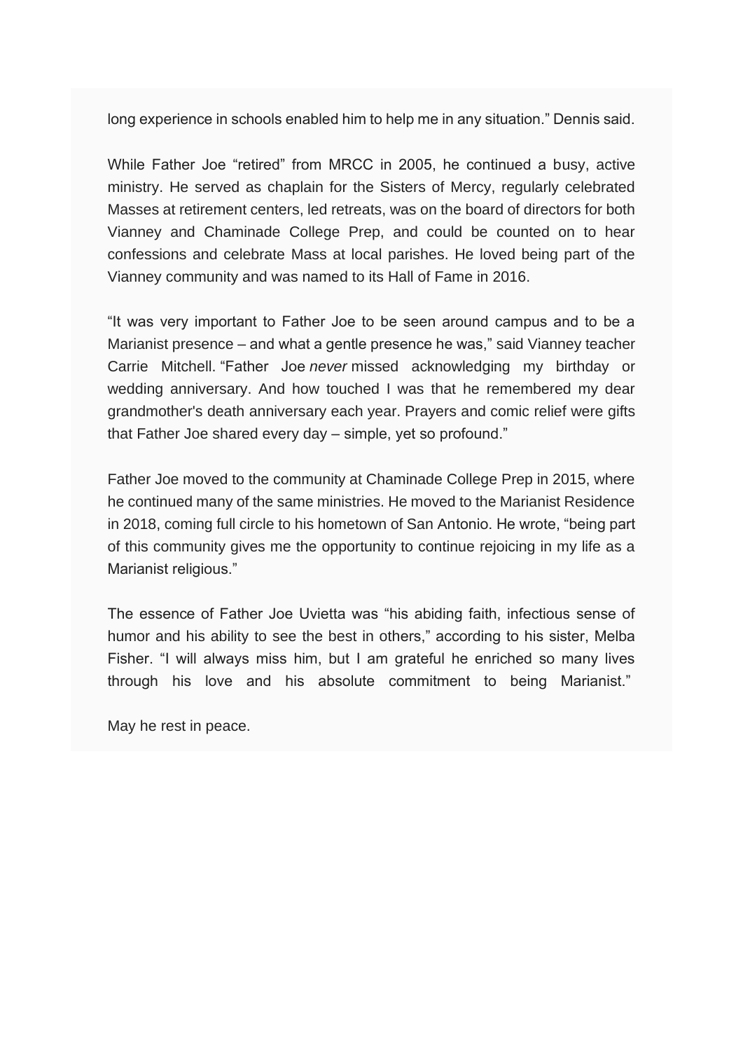long experience in schools enabled him to help me in any situation." Dennis said.

While Father Joe "retired" from MRCC in 2005, he continued a busy, active ministry. He served as chaplain for the Sisters of Mercy, regularly celebrated Masses at retirement centers, led retreats, was on the board of directors for both Vianney and Chaminade College Prep, and could be counted on to hear confessions and celebrate Mass at local parishes. He loved being part of the Vianney community and was named to its Hall of Fame in 2016.

"It was very important to Father Joe to be seen around campus and to be a Marianist presence – and what a gentle presence he was," said Vianney teacher Carrie Mitchell. "Father Joe *never* missed acknowledging my birthday or wedding anniversary. And how touched I was that he remembered my dear grandmother's death anniversary each year. Prayers and comic relief were gifts that Father Joe shared every day – simple, yet so profound."

Father Joe moved to the community at Chaminade College Prep in 2015, where he continued many of the same ministries. He moved to the Marianist Residence in 2018, coming full circle to his hometown of San Antonio. He wrote, "being part of this community gives me the opportunity to continue rejoicing in my life as a Marianist religious."

The essence of Father Joe Uvietta was "his abiding faith, infectious sense of humor and his ability to see the best in others," according to his sister, Melba Fisher. "I will always miss him, but I am grateful he enriched so many lives through his love and his absolute commitment to being Marianist."

May he rest in peace.